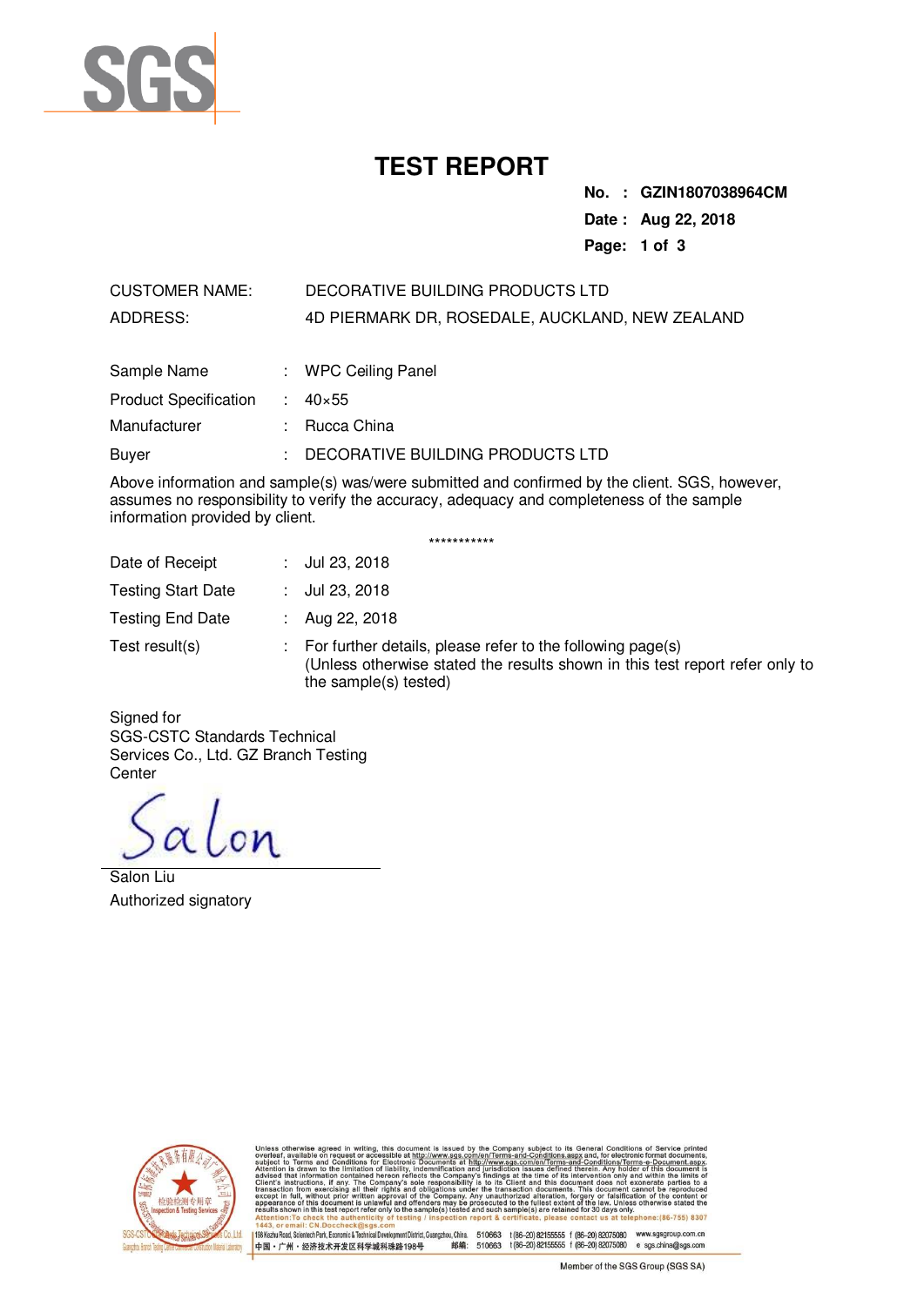# TEST REPORT

**No. : GZIN1807038964CM**
**Date : Aug 22, 2018**

CUSTOMER NAME: DECORATIVE BUILDING PRODUCTS LTD
ADDRESS: 4D PIERMARK DR, ROSEDALE, AUCKLAND, NEW ZEALAND

| | | |
|---|---|---|
| Sample Name | : | WPC Ceiling Panel |
| Product Specification | : | 40×55 |
| Manufacturer | : | Rucca China |
| Buyer | : | DECORATIVE BUILDING PRODUCTS LTD |

Above information and sample(s) was/were submitted and confirmed by the client. SGS, however, assumes no responsibility to verify the accuracy, adequacy and completeness of the sample information provided by client.

***********

| | | |
|---|---|---|
| Date of Receipt | : | Jul 23, 2018 |
| Testing Start Date | : | Jul 23, 2018 |
| Testing End Date | : | Aug 22, 2018 |
| Test result(s) | : | For further details, please refer to the following page(s) (Unless otherwise stated the results shown in this test report refer only to the sample(s) tested) |

Signed for
SGS-CSTC Standards Technical Services Co., Ltd. GZ Branch Testing Center

Salon Liu
Authorized signatory

Unless otherwise agreed in writing, this document is issued by the Company subject to its General Conditions of Service printed overleaf, available on request or accessible at http://www.sgs.com/en/Terms-and-Conditions.aspx and, for electronic format documents, subject to Terms and Conditions for Electronic Documents at http://www.sgs.com/en/Terms-and-Conditions/Terms-e-Document.aspx. Attention is drawn to the limitation of liability, indemnification and jurisdiction issues defined therein. Any holder of this document is advised that information contained hereon reflects the Company's findings at the time of its intervention only and within the limits of Client's instructions, if any. The Company's sole responsibility is to its Client and this document does not exonerate parties to a transaction from exercising all their rights and obligations under the transaction documents. This document cannot be reproduced except in full, without prior written approval of the Company. Any unauthorized alteration, forgery or falsification of the content or appearance of this document is unlawful and offenders may be prosecuted to the fullest extent of the law. Unless otherwise stated the results shown in this test report refer only to the sample(s) tested and such sample(s) are retained for 30 days only.
Attention: To check the authenticity of testing / inspection report & certificate, please contact us at telephone: (86-755) 8307 1443, or email: CN.Doccheck@sgs.com

198 Kezhu Road, Scientech Park, Economic & Technical Development District, Guangzhou, China. 510663 t (86-20) 82155555 f (86-20) 82075080 www.sgsgroup.com.cn
中国・广州・经济技术开发区科学城科珠路198号 邮编: 510663 t (86-20) 82155555 f (86-20) 82075080 e sgs.china@sgs.com

Member of the SGS Group (SGS SA)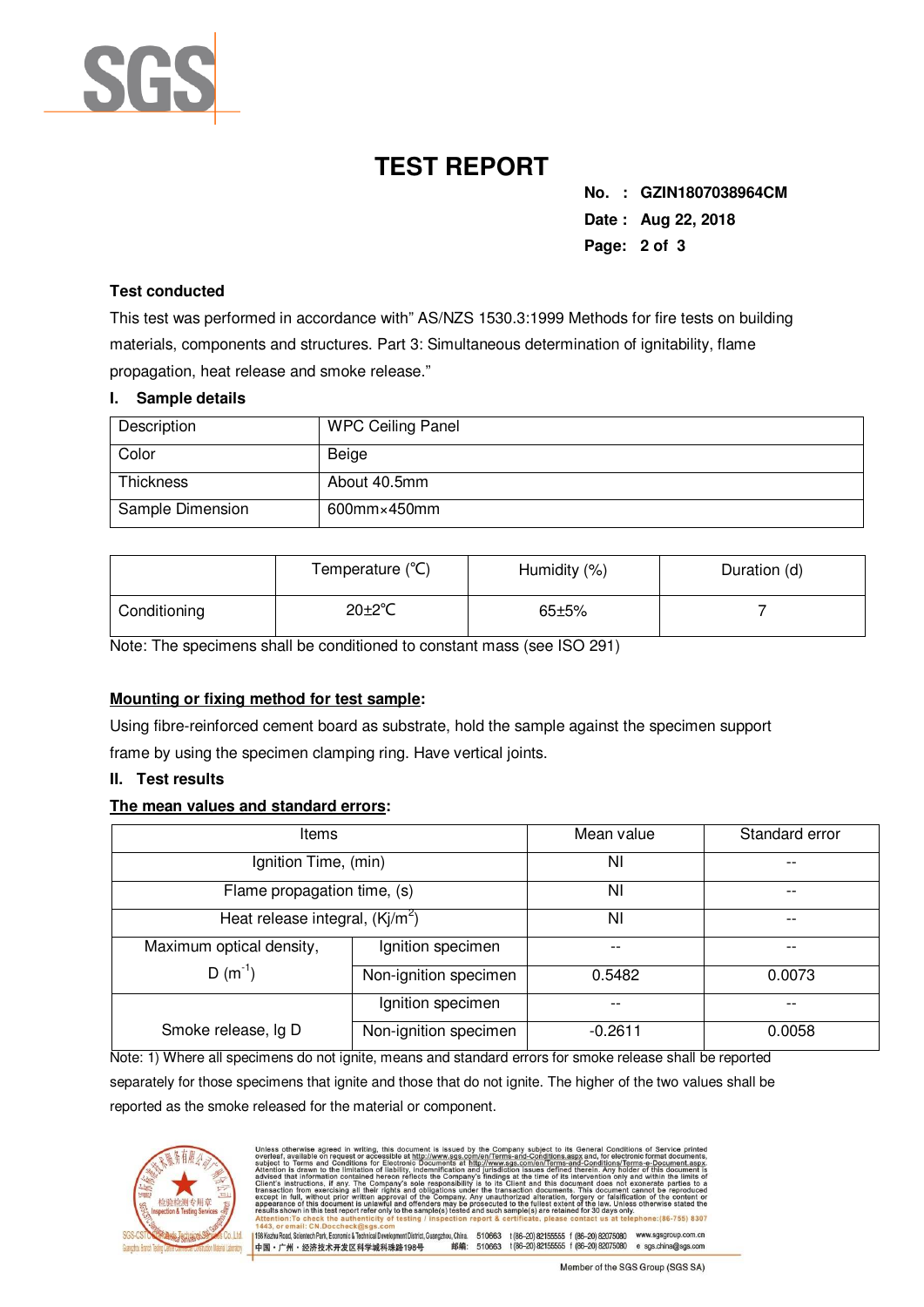# TEST REPORT

**No. : GZIN1807038964CM**
**Date : Aug 22, 2018**

### Test conducted

This test was performed in accordance with" AS/NZS 1530.3:1999 Methods for fire tests on building materials, components and structures. Part 3: Simultaneous determination of ignitability, flame propagation, heat release and smoke release."

### I. Sample details

| Description | WPC Ceiling Panel |
|---|---|
| Color | Beige |
| Thickness | About 40.5mm |
| Sample Dimension | 600mm×450mm |

| | Temperature (℃) | Humidity (%) | Duration (d) |
|---|---|---|---|
| Conditioning | 20±2℃ | 65±5% | 7 |

Note: The specimens shall be conditioned to constant mass (see ISO 291)

**Mounting or fixing method for test sample:**

Using fibre-reinforced cement board as substrate, hold the sample against the specimen support frame by using the specimen clamping ring. Have vertical joints.

### II. Test results

**The mean values and standard errors:**

| Items | | Mean value | Standard error |
|---|---|---|---|
| Ignition Time, (min) | | NI | -- |
| Flame propagation time, (s) | | NI | -- |
| Heat release integral, (Kj/m$^2$) | | NI | -- |
| Maximum optical density, D (m$^{-1}$) | Ignition specimen | -- | -- |
| | Non-ignition specimen | 0.5482 | 0.0073 |
| Smoke release, lg D | Ignition specimen | -- | -- |
| | Non-ignition specimen | -0.2611 | 0.0058 |

Note: 1) Where all specimens do not ignite, means and standard errors for smoke release shall be reported separately for those specimens that ignite and those that do not ignite. The higher of the two values shall be reported as the smoke released for the material or component.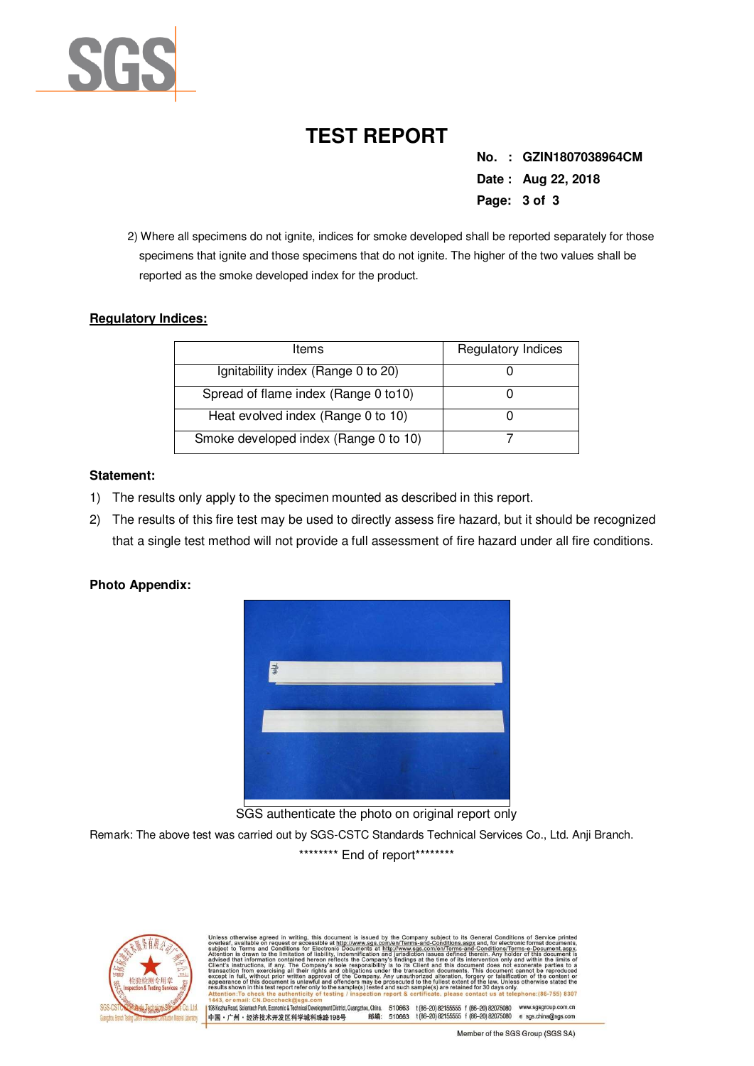2) Where all specimens do not ignite, indices for smoke developed shall be reported separately for those specimens that ignite and those specimens that do not ignite. The higher of the two values shall be reported as the smoke developed index for the product.

**Regulatory Indices:**

| Items | Regulatory Indices |
|---|---|
| Ignitability index (Range 0 to 20) | 0 |
| Spread of flame index (Range 0 to10) | 0 |
| Heat evolved index (Range 0 to 10) | 0 |
| Smoke developed index (Range 0 to 10) | 7 |

**Statement:**

1) The results only apply to the specimen mounted as described in this report.
2) The results of this fire test may be used to directly assess fire hazard, but it should be recognized that a single test method will not provide a full assessment of fire hazard under all fire conditions.

**Photo Appendix:**

SGS authenticate the photo on original report only

Remark: The above test was carried out by SGS-CSTC Standards Technical Services Co., Ltd. Anji Branch.

******** End of report********